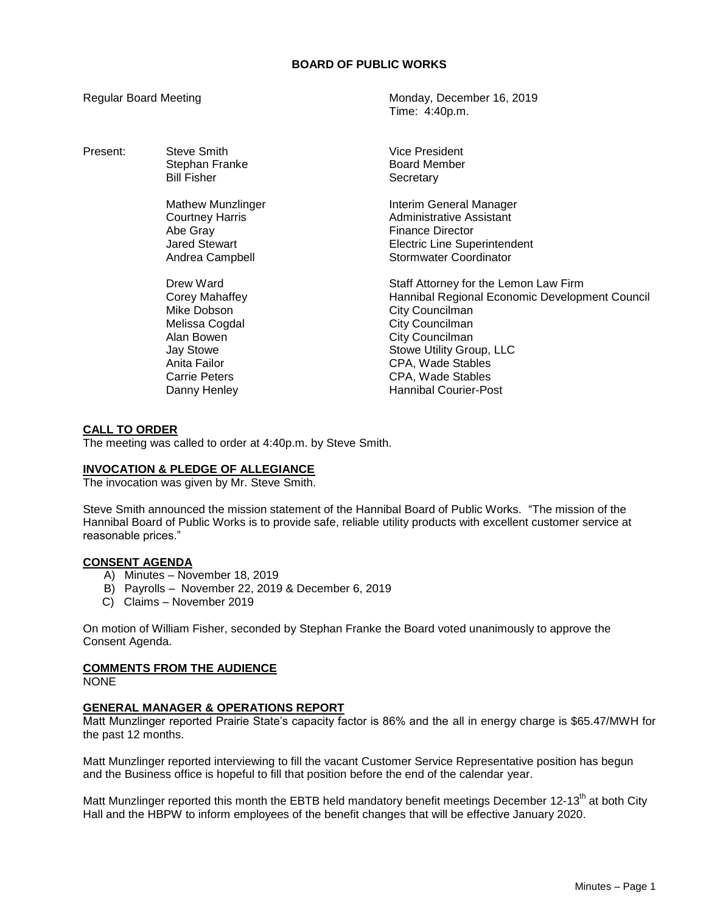# BOARD OF PUBLIC WORKS

Regular Board Meeting — Monday, December 16, 2019
Time: 4:40p.m.

| Present: | | |
|---|---|---|
| | Steve Smith | Vice President |
| | Stephan Franke | Board Member |
| | Bill Fisher | Secretary |
| | | |
| | Mathew Munzlinger | Interim General Manager |
| | Courtney Harris | Administrative Assistant |
| | Abe Gray | Finance Director |
| | Jared Stewart | Electric Line Superintendent |
| | Andrea Campbell | Stormwater Coordinator |
| | | |
| | Drew Ward | Staff Attorney for the Lemon Law Firm |
| | Corey Mahaffey | Hannibal Regional Economic Development Council |
| | Mike Dobson | City Councilman |
| | Melissa Cogdal | City Councilman |
| | Alan Bowen | City Councilman |
| | Jay Stowe | Stowe Utility Group, LLC |
| | Anita Failor | CPA, Wade Stables |
| | Carrie Peters | CPA, Wade Stables |
| | Danny Henley | Hannibal Courier-Post |

## CALL TO ORDER

The meeting was called to order at 4:40p.m. by Steve Smith.

## INVOCATION & PLEDGE OF ALLEGIANCE

The invocation was given by Mr. Steve Smith.

Steve Smith announced the mission statement of the Hannibal Board of Public Works. "The mission of the Hannibal Board of Public Works is to provide safe, reliable utility products with excellent customer service at reasonable prices."

## CONSENT AGENDA

A) Minutes – November 18, 2019
B) Payrolls – November 22, 2019 & December 6, 2019
C) Claims – November 2019

On motion of William Fisher, seconded by Stephan Franke the Board voted unanimously to approve the Consent Agenda.

## COMMENTS FROM THE AUDIENCE

NONE

## GENERAL MANAGER & OPERATIONS REPORT

Matt Munzlinger reported Prairie State's capacity factor is 86% and the all in energy charge is $65.47/MWH for the past 12 months.

Matt Munzlinger reported interviewing to fill the vacant Customer Service Representative position has begun and the Business office is hopeful to fill that position before the end of the calendar year.

Matt Munzlinger reported this month the EBTB held mandatory benefit meetings December 12-13th at both City Hall and the HBPW to inform employees of the benefit changes that will be effective January 2020.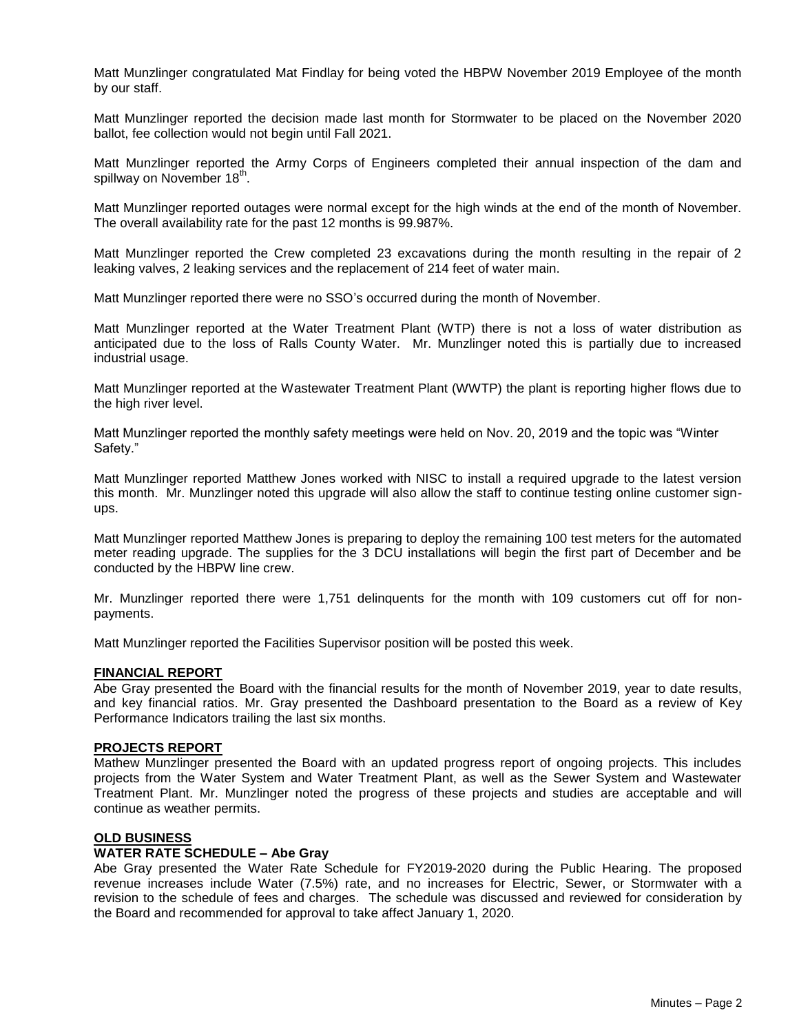Matt Munzlinger congratulated Mat Findlay for being voted the HBPW November 2019 Employee of the month by our staff.

Matt Munzlinger reported the decision made last month for Stormwater to be placed on the November 2020 ballot, fee collection would not begin until Fall 2021.

Matt Munzlinger reported the Army Corps of Engineers completed their annual inspection of the dam and spillway on November 18th.

Matt Munzlinger reported outages were normal except for the high winds at the end of the month of November. The overall availability rate for the past 12 months is 99.987%.

Matt Munzlinger reported the Crew completed 23 excavations during the month resulting in the repair of 2 leaking valves, 2 leaking services and the replacement of 214 feet of water main.

Matt Munzlinger reported there were no SSO's occurred during the month of November.

Matt Munzlinger reported at the Water Treatment Plant (WTP) there is not a loss of water distribution as anticipated due to the loss of Ralls County Water. Mr. Munzlinger noted this is partially due to increased industrial usage.

Matt Munzlinger reported at the Wastewater Treatment Plant (WWTP) the plant is reporting higher flows due to the high river level.

Matt Munzlinger reported the monthly safety meetings were held on Nov. 20, 2019 and the topic was "Winter Safety."

Matt Munzlinger reported Matthew Jones worked with NISC to install a required upgrade to the latest version this month. Mr. Munzlinger noted this upgrade will also allow the staff to continue testing online customer sign-ups.

Matt Munzlinger reported Matthew Jones is preparing to deploy the remaining 100 test meters for the automated meter reading upgrade. The supplies for the 3 DCU installations will begin the first part of December and be conducted by the HBPW line crew.

Mr. Munzlinger reported there were 1,751 delinquents for the month with 109 customers cut off for non-payments.

Matt Munzlinger reported the Facilities Supervisor position will be posted this week.

**FINANCIAL REPORT**

Abe Gray presented the Board with the financial results for the month of November 2019, year to date results, and key financial ratios. Mr. Gray presented the Dashboard presentation to the Board as a review of Key Performance Indicators trailing the last six months.

**PROJECTS REPORT**

Mathew Munzlinger presented the Board with an updated progress report of ongoing projects. This includes projects from the Water System and Water Treatment Plant, as well as the Sewer System and Wastewater Treatment Plant. Mr. Munzlinger noted the progress of these projects and studies are acceptable and will continue as weather permits.

**OLD BUSINESS**

**WATER RATE SCHEDULE – Abe Gray**

Abe Gray presented the Water Rate Schedule for FY2019-2020 during the Public Hearing. The proposed revenue increases include Water (7.5%) rate, and no increases for Electric, Sewer, or Stormwater with a revision to the schedule of fees and charges. The schedule was discussed and reviewed for consideration by the Board and recommended for approval to take affect January 1, 2020.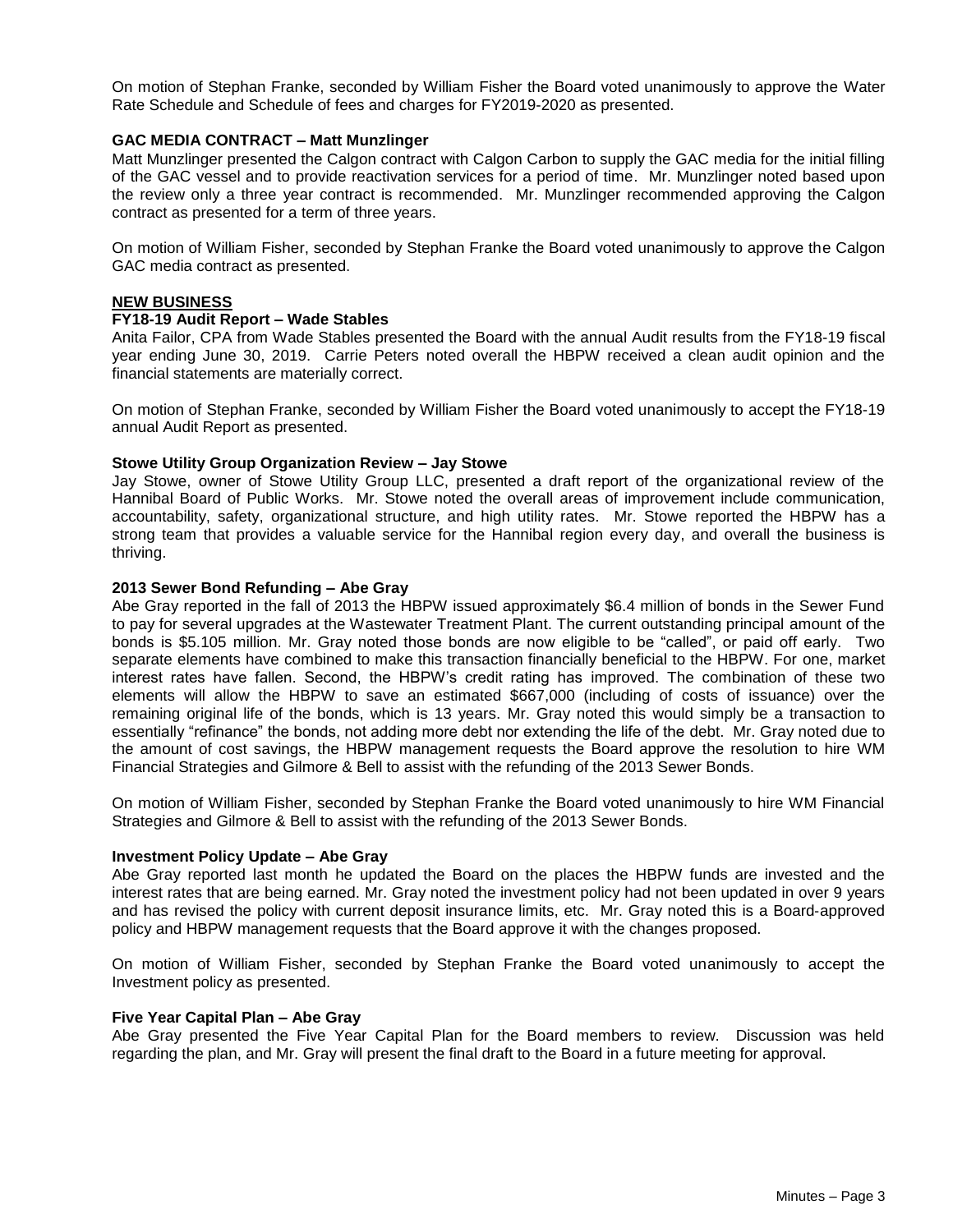On motion of Stephan Franke, seconded by William Fisher the Board voted unanimously to approve the Water Rate Schedule and Schedule of fees and charges for FY2019-2020 as presented.

**GAC MEDIA CONTRACT – Matt Munzlinger**

Matt Munzlinger presented the Calgon contract with Calgon Carbon to supply the GAC media for the initial filling of the GAC vessel and to provide reactivation services for a period of time. Mr. Munzlinger noted based upon the review only a three year contract is recommended. Mr. Munzlinger recommended approving the Calgon contract as presented for a term of three years.

On motion of William Fisher, seconded by Stephan Franke the Board voted unanimously to approve the Calgon GAC media contract as presented.

**NEW BUSINESS**

**FY18-19 Audit Report – Wade Stables**

Anita Failor, CPA from Wade Stables presented the Board with the annual Audit results from the FY18-19 fiscal year ending June 30, 2019. Carrie Peters noted overall the HBPW received a clean audit opinion and the financial statements are materially correct.

On motion of Stephan Franke, seconded by William Fisher the Board voted unanimously to accept the FY18-19 annual Audit Report as presented.

**Stowe Utility Group Organization Review – Jay Stowe**

Jay Stowe, owner of Stowe Utility Group LLC, presented a draft report of the organizational review of the Hannibal Board of Public Works. Mr. Stowe noted the overall areas of improvement include communication, accountability, safety, organizational structure, and high utility rates. Mr. Stowe reported the HBPW has a strong team that provides a valuable service for the Hannibal region every day, and overall the business is thriving.

**2013 Sewer Bond Refunding – Abe Gray**

Abe Gray reported in the fall of 2013 the HBPW issued approximately $6.4 million of bonds in the Sewer Fund to pay for several upgrades at the Wastewater Treatment Plant. The current outstanding principal amount of the bonds is $5.105 million. Mr. Gray noted those bonds are now eligible to be "called", or paid off early. Two separate elements have combined to make this transaction financially beneficial to the HBPW. For one, market interest rates have fallen. Second, the HBPW's credit rating has improved. The combination of these two elements will allow the HBPW to save an estimated $667,000 (including of costs of issuance) over the remaining original life of the bonds, which is 13 years. Mr. Gray noted this would simply be a transaction to essentially "refinance" the bonds, not adding more debt nor extending the life of the debt. Mr. Gray noted due to the amount of cost savings, the HBPW management requests the Board approve the resolution to hire WM Financial Strategies and Gilmore & Bell to assist with the refunding of the 2013 Sewer Bonds.

On motion of William Fisher, seconded by Stephan Franke the Board voted unanimously to hire WM Financial Strategies and Gilmore & Bell to assist with the refunding of the 2013 Sewer Bonds.

**Investment Policy Update – Abe Gray**

Abe Gray reported last month he updated the Board on the places the HBPW funds are invested and the interest rates that are being earned. Mr. Gray noted the investment policy had not been updated in over 9 years and has revised the policy with current deposit insurance limits, etc. Mr. Gray noted this is a Board-approved policy and HBPW management requests that the Board approve it with the changes proposed.

On motion of William Fisher, seconded by Stephan Franke the Board voted unanimously to accept the Investment policy as presented.

**Five Year Capital Plan – Abe Gray**

Abe Gray presented the Five Year Capital Plan for the Board members to review. Discussion was held regarding the plan, and Mr. Gray will present the final draft to the Board in a future meeting for approval.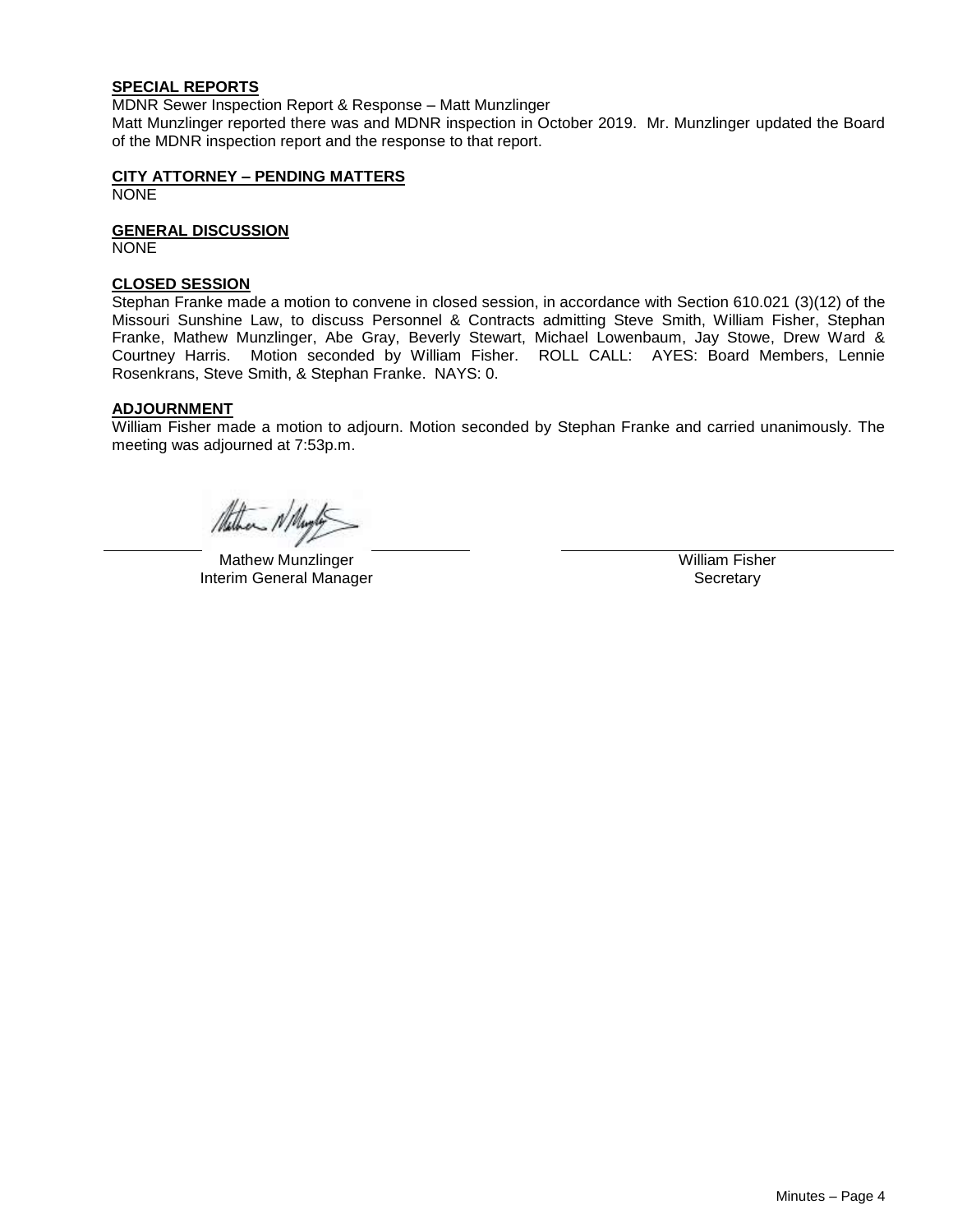**SPECIAL REPORTS**

MDNR Sewer Inspection Report & Response – Matt Munzlinger

Matt Munzlinger reported there was and MDNR inspection in October 2019. Mr. Munzlinger updated the Board of the MDNR inspection report and the response to that report.

**CITY ATTORNEY – PENDING MATTERS**

NONE

**GENERAL DISCUSSION**

NONE

**CLOSED SESSION**

Stephan Franke made a motion to convene in closed session, in accordance with Section 610.021 (3)(12) of the Missouri Sunshine Law, to discuss Personnel & Contracts admitting Steve Smith, William Fisher, Stephan Franke, Mathew Munzlinger, Abe Gray, Beverly Stewart, Michael Lowenbaum, Jay Stowe, Drew Ward & Courtney Harris. Motion seconded by William Fisher. ROLL CALL: AYES: Board Members, Lennie Rosenkrans, Steve Smith, & Stephan Franke. NAYS: 0.

**ADJOURNMENT**

William Fisher made a motion to adjourn. Motion seconded by Stephan Franke and carried unanimously. The meeting was adjourned at 7:53p.m.

Mathew Munzlinger
Interim General Manager

William Fisher
Secretary